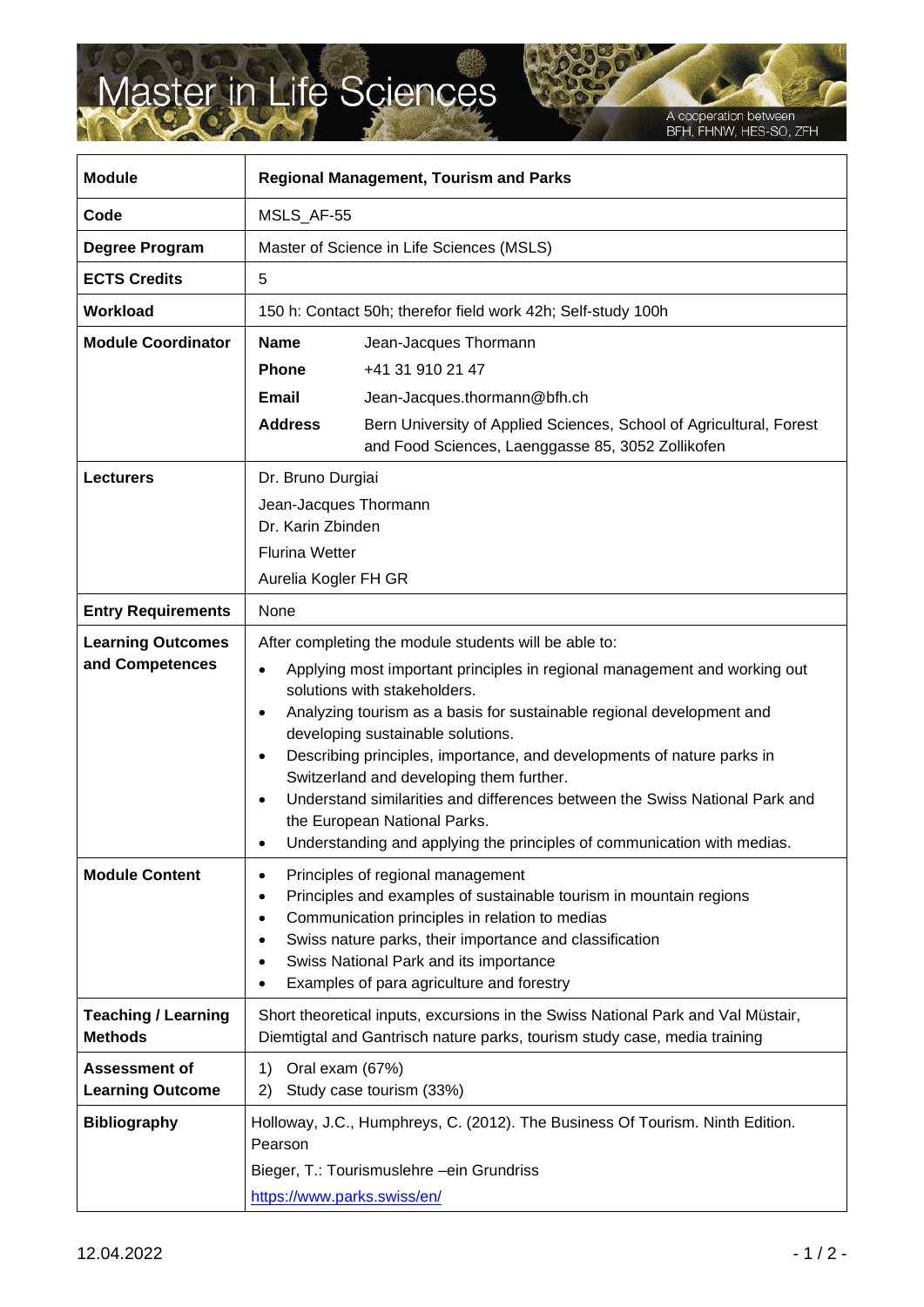# Master in Life Sciences

A cooperation between BFH, FHNW, HES-SO, ZFH

| **Module** | **Regional Management, Tourism and Parks** |
|---|---|
| **Code** | MSLS_AF-55 |
| **Degree Program** | Master of Science in Life Sciences (MSLS) |
| **ECTS Credits** | 5 |
| **Workload** | 150 h: Contact 50h; therefor field work 42h; Self-study 100h |
| **Module Coordinator** | **Name** Jean-Jacques Thormann<br>**Phone** +41 31 910 21 47<br>**Email** Jean-Jacques.thormann@bfh.ch<br>**Address** Bern University of Applied Sciences, School of Agricultural, Forest and Food Sciences, Laenggasse 85, 3052 Zollikofen |
| **Lecturers** | Dr. Bruno Durgiai<br>Jean-Jacques Thormann<br>Dr. Karin Zbinden<br>Flurina Wetter<br>Aurelia Kogler FH GR |
| **Entry Requirements** | None |
| **Learning Outcomes and Competences** | After completing the module students will be able to:<br>• Applying most important principles in regional management and working out solutions with stakeholders.<br>• Analyzing tourism as a basis for sustainable regional development and developing sustainable solutions.<br>• Describing principles, importance, and developments of nature parks in Switzerland and developing them further.<br>• Understand similarities and differences between the Swiss National Park and the European National Parks.<br>• Understanding and applying the principles of communication with medias. |
| **Module Content** | • Principles of regional management<br>• Principles and examples of sustainable tourism in mountain regions<br>• Communication principles in relation to medias<br>• Swiss nature parks, their importance and classification<br>• Swiss National Park and its importance<br>• Examples of para agriculture and forestry |
| **Teaching / Learning Methods** | Short theoretical inputs, excursions in the Swiss National Park and Val Müstair, Diemtigtal and Gantrisch nature parks, tourism study case, media training |
| **Assessment of Learning Outcome** | 1) Oral exam (67%)<br>2) Study case tourism (33%) |
| **Bibliography** | Holloway, J.C., Humphreys, C. (2012). The Business Of Tourism. Ninth Edition. Pearson<br>Bieger, T.: Tourismuslehre –ein Grundriss<br>https://www.parks.swiss/en/ |

12.04.2022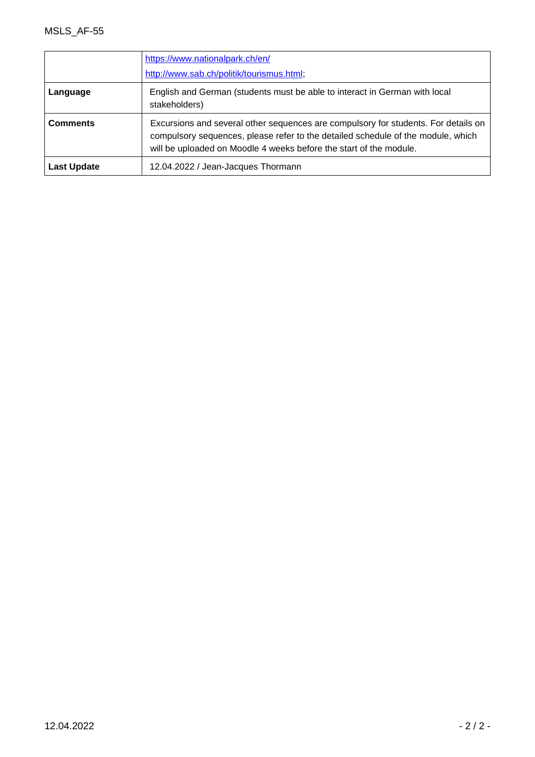| | |
|---|---|
| | https://www.nationalpark.ch/en/<br>http://www.sab.ch/politik/tourismus.html; |
| **Language** | English and German (students must be able to interact in German with local stakeholders) |
| **Comments** | Excursions and several other sequences are compulsory for students. For details on compulsory sequences, please refer to the detailed schedule of the module, which will be uploaded on Moodle 4 weeks before the start of the module. |
| **Last Update** | 12.04.2022 / Jean-Jacques Thormann |